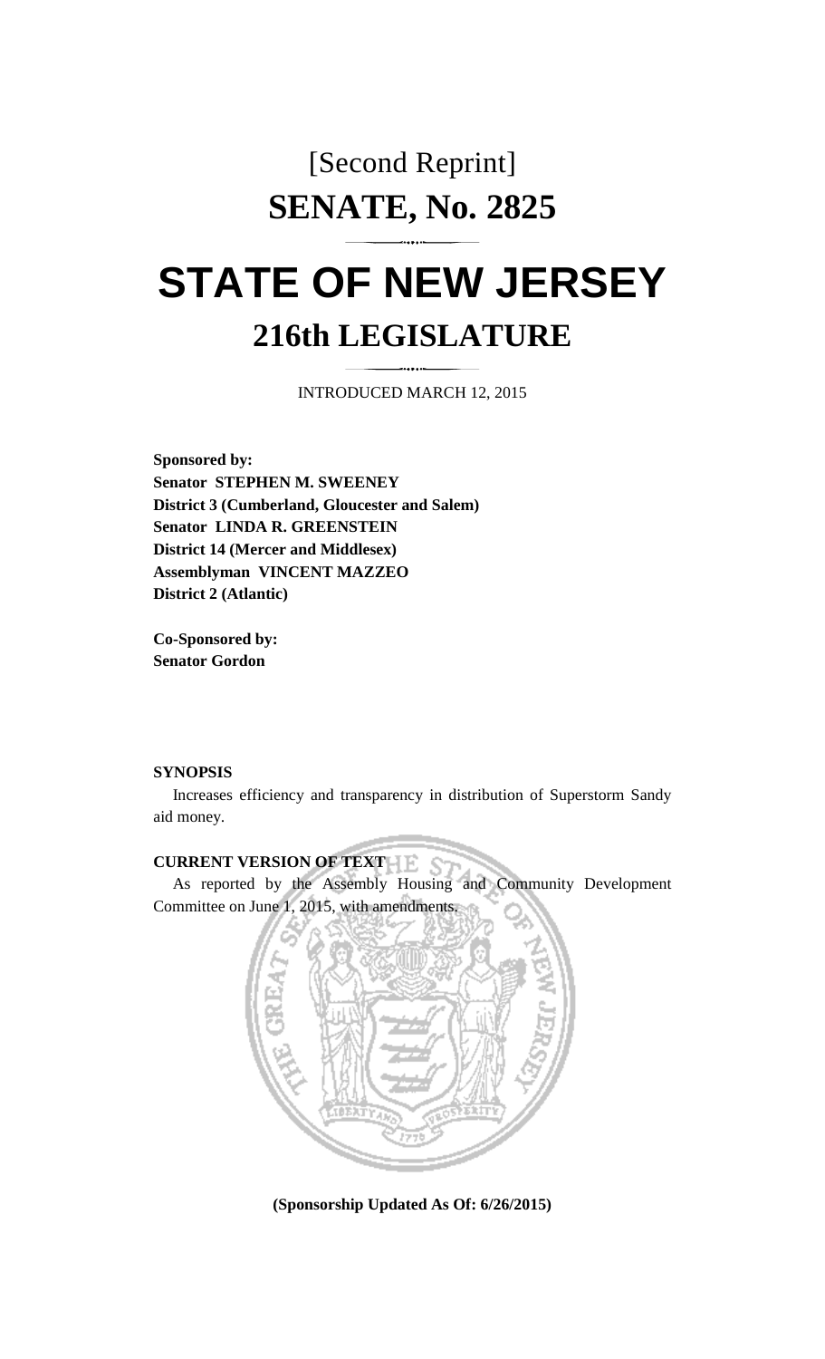[Second Reprint]

# SENATE, No. 2825

# STATE OF NEW JERSEY

## 216th LEGISLATURE

INTRODUCED MARCH 12, 2015

**Sponsored by:**
**Senator STEPHEN M. SWEENEY**
**District 3 (Cumberland, Gloucester and Salem)**
**Senator LINDA R. GREENSTEIN**
**District 14 (Mercer and Middlesex)**
**Assemblyman VINCENT MAZZEO**
**District 2 (Atlantic)**

**Co-Sponsored by:**
**Senator Gordon**

**SYNOPSIS**

Increases efficiency and transparency in distribution of Superstorm Sandy aid money.

**CURRENT VERSION OF TEXT**

As reported by the Assembly Housing and Community Development Committee on June 1, 2015, with amendments.

**(Sponsorship Updated As Of: 6/26/2015)**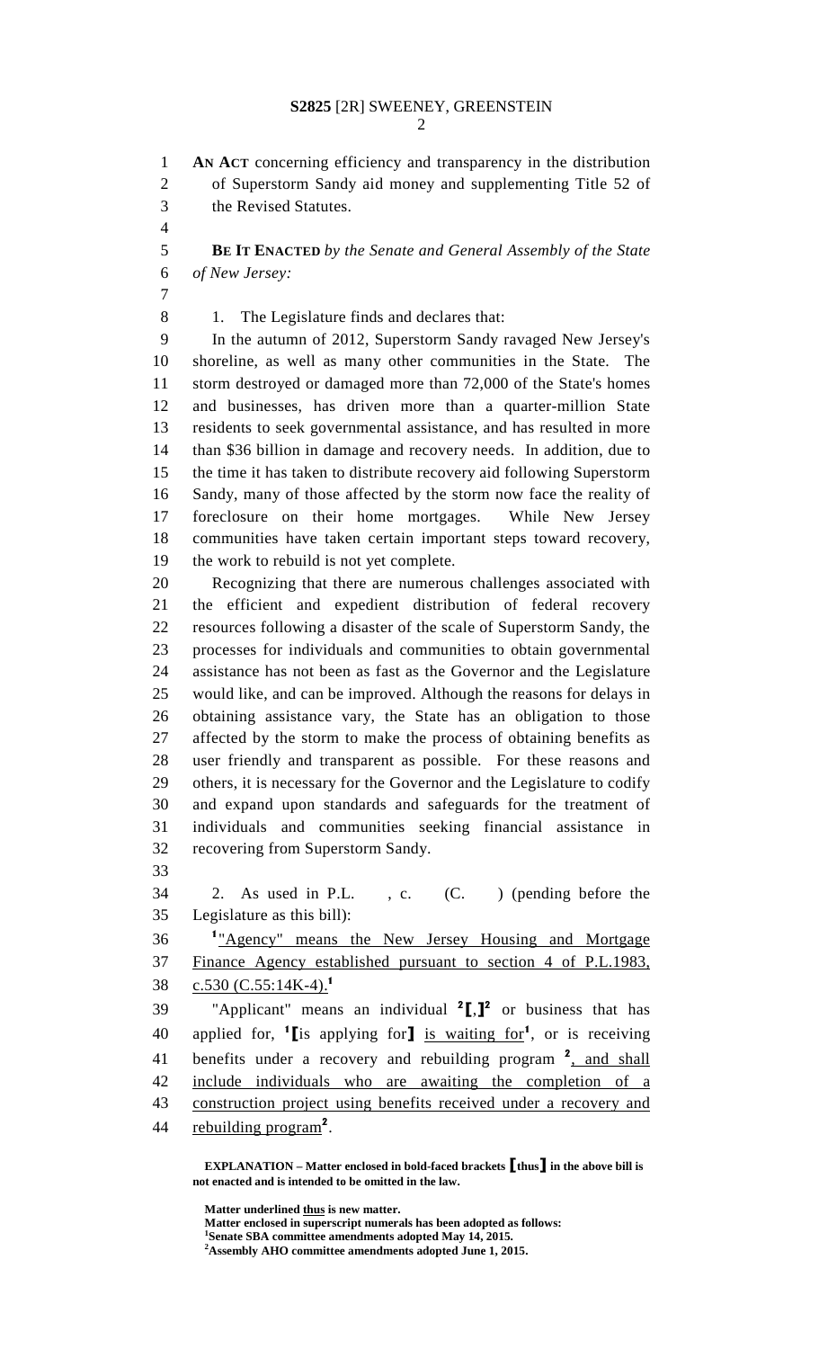**AN ACT** concerning efficiency and transparency in the distribution of Superstorm Sandy aid money and supplementing Title 52 of the Revised Statutes.

**BE IT ENACTED** *by the Senate and General Assembly of the State of New Jersey:*

1. The Legislature finds and declares that:

In the autumn of 2012, Superstorm Sandy ravaged New Jersey's shoreline, as well as many other communities in the State. The storm destroyed or damaged more than 72,000 of the State's homes and businesses, has driven more than a quarter-million State residents to seek governmental assistance, and has resulted in more than $36 billion in damage and recovery needs. In addition, due to the time it has taken to distribute recovery aid following Superstorm Sandy, many of those affected by the storm now face the reality of foreclosure on their home mortgages. While New Jersey communities have taken certain important steps toward recovery, the work to rebuild is not yet complete.

Recognizing that there are numerous challenges associated with the efficient and expedient distribution of federal recovery resources following a disaster of the scale of Superstorm Sandy, the processes for individuals and communities to obtain governmental assistance has not been as fast as the Governor and the Legislature would like, and can be improved. Although the reasons for delays in obtaining assistance vary, the State has an obligation to those affected by the storm to make the process of obtaining benefits as user friendly and transparent as possible. For these reasons and others, it is necessary for the Governor and the Legislature to codify and expand upon standards and safeguards for the treatment of individuals and communities seeking financial assistance in recovering from Superstorm Sandy.

2. As used in P.L. , c. (C. ) (pending before the Legislature as this bill):

[1]"Agency" means the New Jersey Housing and Mortgage Finance Agency established pursuant to section 4 of P.L.1983, c.530 (C.55:14K-4).[1]

"Applicant" means an individual [2]**[**,**]**[2] or business that has applied for, [1]**[**is applying for**]** is waiting for[1], or is receiving benefits under a recovery and rebuilding program [2], and shall include individuals who are awaiting the completion of a construction project using benefits received under a recovery and rebuilding program[2].

**EXPLANATION – Matter enclosed in bold-faced brackets [thus] in the above bill is not enacted and is intended to be omitted in the law.**

**Matter underlined thus is new matter.**
**Matter enclosed in superscript numerals has been adopted as follows:**
**[1]Senate SBA committee amendments adopted May 14, 2015.**
**[2]Assembly AHO committee amendments adopted June 1, 2015.**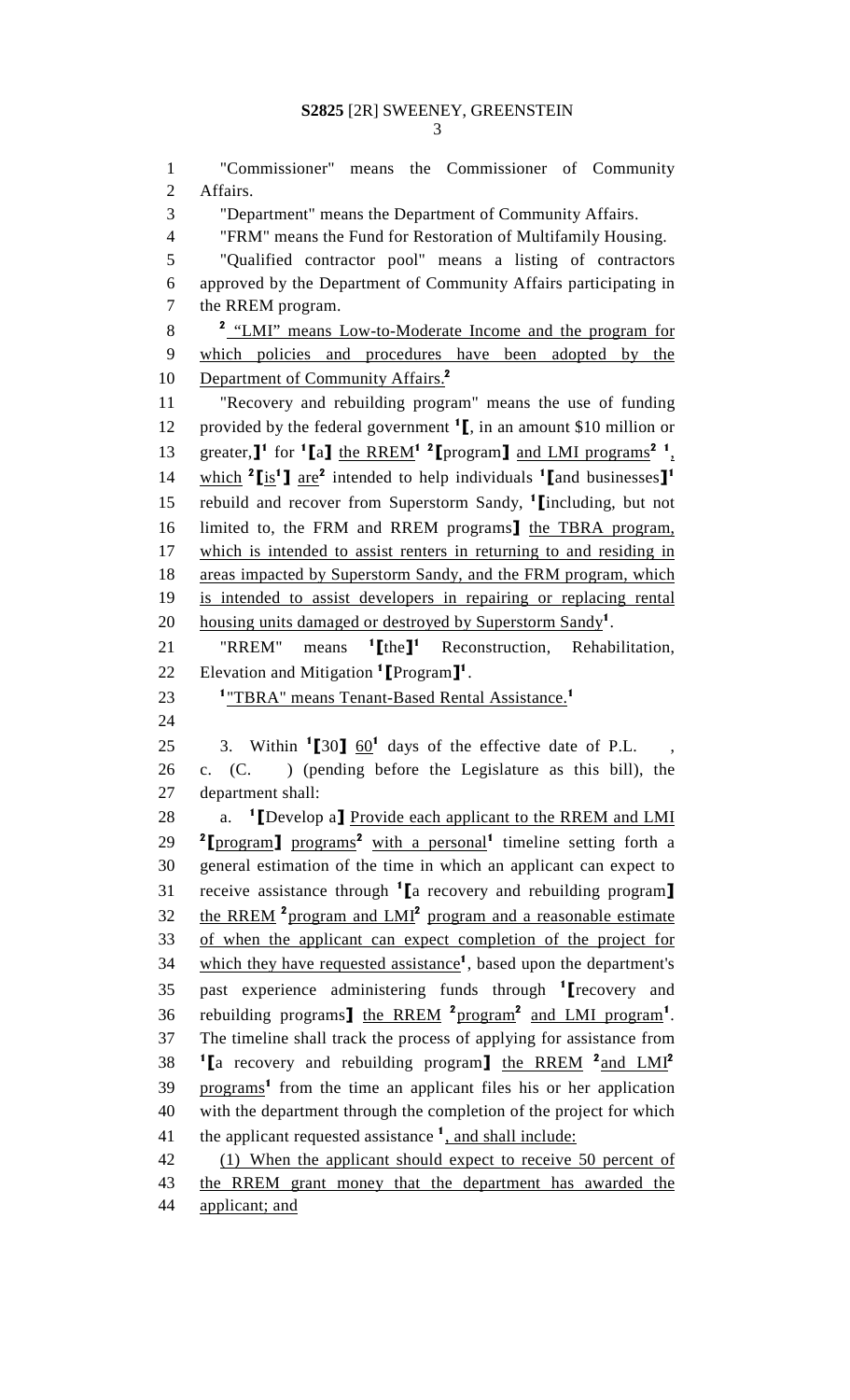"Commissioner" means the Commissioner of Community Affairs.

"Department" means the Department of Community Affairs.

"FRM" means the Fund for Restoration of Multifamily Housing.

"Qualified contractor pool" means a listing of contractors approved by the Department of Community Affairs participating in the RREM program.

[2] "LMI" means Low-to-Moderate Income and the program for which policies and procedures have been adopted by the Department of Community Affairs.[2]

"Recovery and rebuilding program" means the use of funding provided by the federal government [1][, in an amount $10 million or greater,][1] for [1][a] the RREM[1] [2][program] and LMI programs[2] [1], which [2][is[1]] are[2] intended to help individuals [1][and businesses][1] rebuild and recover from Superstorm Sandy, [1][including, but not limited to, the FRM and RREM programs] the TBRA program, which is intended to assist renters in returning to and residing in areas impacted by Superstorm Sandy, and the FRM program, which is intended to assist developers in repairing or replacing rental housing units damaged or destroyed by Superstorm Sandy[1].

"RREM" means [1][the][1] Reconstruction, Rehabilitation, Elevation and Mitigation [1][Program][1].

[1]"TBRA" means Tenant-Based Rental Assistance.[1]

3. Within [1][30] 60[1] days of the effective date of P.L. , c. (C. ) (pending before the Legislature as this bill), the department shall:

a. [1][Develop a] Provide each applicant to the RREM and LMI [2][program] programs[2] with a personal[1] timeline setting forth a general estimation of the time in which an applicant can expect to receive assistance through [1][a recovery and rebuilding program] the RREM [2]program and LMI[2] program and a reasonable estimate of when the applicant can expect completion of the project for which they have requested assistance[1], based upon the department's past experience administering funds through [1][recovery and rebuilding programs] the RREM [2]program[2] and LMI program[1]. The timeline shall track the process of applying for assistance from [1][a recovery and rebuilding program] the RREM [2]and LMI[2] programs[1] from the time an applicant files his or her application with the department through the completion of the project for which the applicant requested assistance [1], and shall include:

(1) When the applicant should expect to receive 50 percent of the RREM grant money that the department has awarded the applicant; and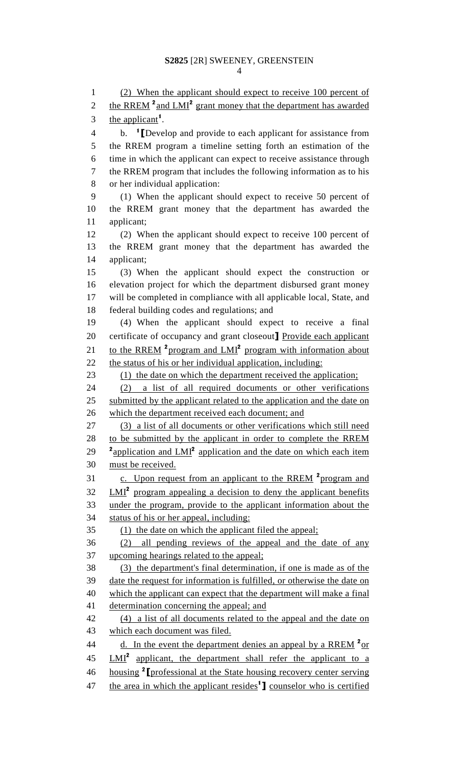(2) When the applicant should expect to receive 100 percent of the RREM [2]and LMI[2] grant money that the department has awarded the applicant[1].

b. [1]⟦Develop and provide to each applicant for assistance from the RREM program a timeline setting forth an estimation of the time in which the applicant can expect to receive assistance through the RREM program that includes the following information as to his or her individual application:

(1) When the applicant should expect to receive 50 percent of the RREM grant money that the department has awarded the applicant;

(2) When the applicant should expect to receive 100 percent of the RREM grant money that the department has awarded the applicant;

(3) When the applicant should expect the construction or elevation project for which the department disbursed grant money will be completed in compliance with all applicable local, State, and federal building codes and regulations; and

(4) When the applicant should expect to receive a final certificate of occupancy and grant closeout⟧ Provide each applicant to the RREM [2]program and LMI[2] program with information about the status of his or her individual application, including:

(1) the date on which the department received the application;

(2) a list of all required documents or other verifications submitted by the applicant related to the application and the date on which the department received each document; and

(3) a list of all documents or other verifications which still need to be submitted by the applicant in order to complete the RREM [2]application and LMI[2] application and the date on which each item must be received.

c. Upon request from an applicant to the RREM [2]program and LMI[2] program appealing a decision to deny the applicant benefits under the program, provide to the applicant information about the status of his or her appeal, including:

(1) the date on which the applicant filed the appeal;

(2) all pending reviews of the appeal and the date of any upcoming hearings related to the appeal;

(3) the department's final determination, if one is made as of the date the request for information is fulfilled, or otherwise the date on which the applicant can expect that the department will make a final determination concerning the appeal; and

(4) a list of all documents related to the appeal and the date on which each document was filed.

d. In the event the department denies an appeal by a RREM [2]or LMI[2] applicant, the department shall refer the applicant to a housing [2]⟦professional at the State housing recovery center serving the area in which the applicant resides[1]⟧ counselor who is certified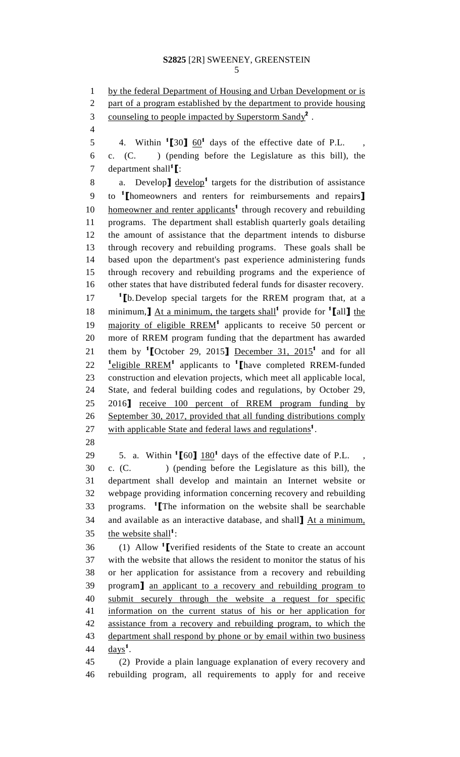by the federal Department of Housing and Urban Development or is part of a program established by the department to provide housing counseling to people impacted by Superstorm Sandy[2] .

4. Within [1]⟦30⟧ 60[1] days of the effective date of P.L. , c. (C. ) (pending before the Legislature as this bill), the department shall[1]⟦:

a. Develop⟧ develop[1] targets for the distribution of assistance to [1]⟦homeowners and renters for reimbursements and repairs⟧ homeowner and renter applicants[1] through recovery and rebuilding programs. The department shall establish quarterly goals detailing the amount of assistance that the department intends to disburse through recovery and rebuilding programs. These goals shall be based upon the department's past experience administering funds through recovery and rebuilding programs and the experience of other states that have distributed federal funds for disaster recovery.

[1]⟦b. Develop special targets for the RREM program that, at a minimum,⟧ At a minimum, the targets shall[1] provide for [1]⟦all⟧ the majority of eligible RREM[1] applicants to receive 50 percent or more of RREM program funding that the department has awarded them by [1]⟦October 29, 2015⟧ December 31, 2015[1] and for all [1]eligible RREM[1] applicants to [1]⟦have completed RREM-funded construction and elevation projects, which meet all applicable local, State, and federal building codes and regulations, by October 29, 2016⟧ receive 100 percent of RREM program funding by September 30, 2017, provided that all funding distributions comply with applicable State and federal laws and regulations[1].

5. a. Within [1]⟦60⟧ 180[1] days of the effective date of P.L. , c. (C. ) (pending before the Legislature as this bill), the department shall develop and maintain an Internet website or webpage providing information concerning recovery and rebuilding programs. [1]⟦The information on the website shall be searchable and available as an interactive database, and shall⟧ At a minimum, the website shall[1]:

(1) Allow [1]⟦verified residents of the State to create an account with the website that allows the resident to monitor the status of his or her application for assistance from a recovery and rebuilding program⟧ an applicant to a recovery and rebuilding program to submit securely through the website a request for specific information on the current status of his or her application for assistance from a recovery and rebuilding program, to which the department shall respond by phone or by email within two business days[1].

(2) Provide a plain language explanation of every recovery and rebuilding program, all requirements to apply for and receive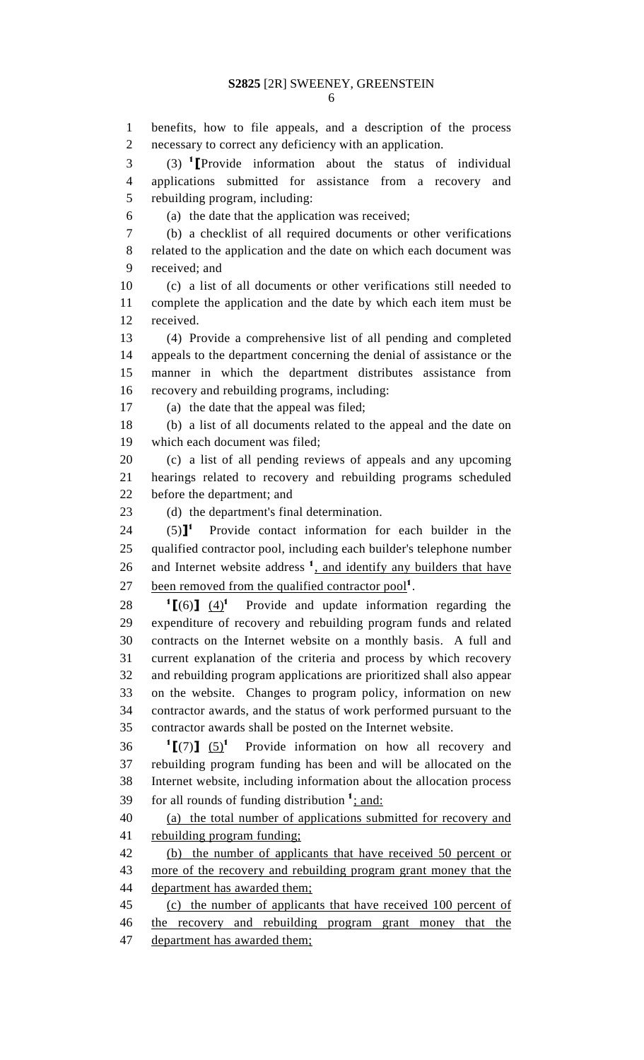benefits, how to file appeals, and a description of the process necessary to correct any deficiency with an application.

(3) [1]⟦Provide information about the status of individual applications submitted for assistance from a recovery and rebuilding program, including:

(a) the date that the application was received;

(b) a checklist of all required documents or other verifications related to the application and the date on which each document was received; and

(c) a list of all documents or other verifications still needed to complete the application and the date by which each item must be received.

(4) Provide a comprehensive list of all pending and completed appeals to the department concerning the denial of assistance or the manner in which the department distributes assistance from recovery and rebuilding programs, including:

(a) the date that the appeal was filed;

(b) a list of all documents related to the appeal and the date on which each document was filed;

(c) a list of all pending reviews of appeals and any upcoming hearings related to recovery and rebuilding programs scheduled before the department; and

(d) the department's final determination.

(5)⟧[1] Provide contact information for each builder in the qualified contractor pool, including each builder's telephone number and Internet website address [1]<u>, and identify any builders that have been removed from the qualified contractor pool</u>[1].

[1]⟦(6)⟧ <u>(4)</u>[1] Provide and update information regarding the expenditure of recovery and rebuilding program funds and related contracts on the Internet website on a monthly basis. A full and current explanation of the criteria and process by which recovery and rebuilding program applications are prioritized shall also appear on the website. Changes to program policy, information on new contractor awards, and the status of work performed pursuant to the contractor awards shall be posted on the Internet website.

[1]⟦(7)⟧ <u>(5)</u>[1] Provide information on how all recovery and rebuilding program funding has been and will be allocated on the Internet website, including information about the allocation process for all rounds of funding distribution [1]<u>; and:</u>

<u>(a) the total number of applications submitted for recovery and rebuilding program funding;</u>

<u>(b) the number of applicants that have received 50 percent or more of the recovery and rebuilding program grant money that the department has awarded them;</u>

<u>(c) the number of applicants that have received 100 percent of the recovery and rebuilding program grant money that the department has awarded them;</u>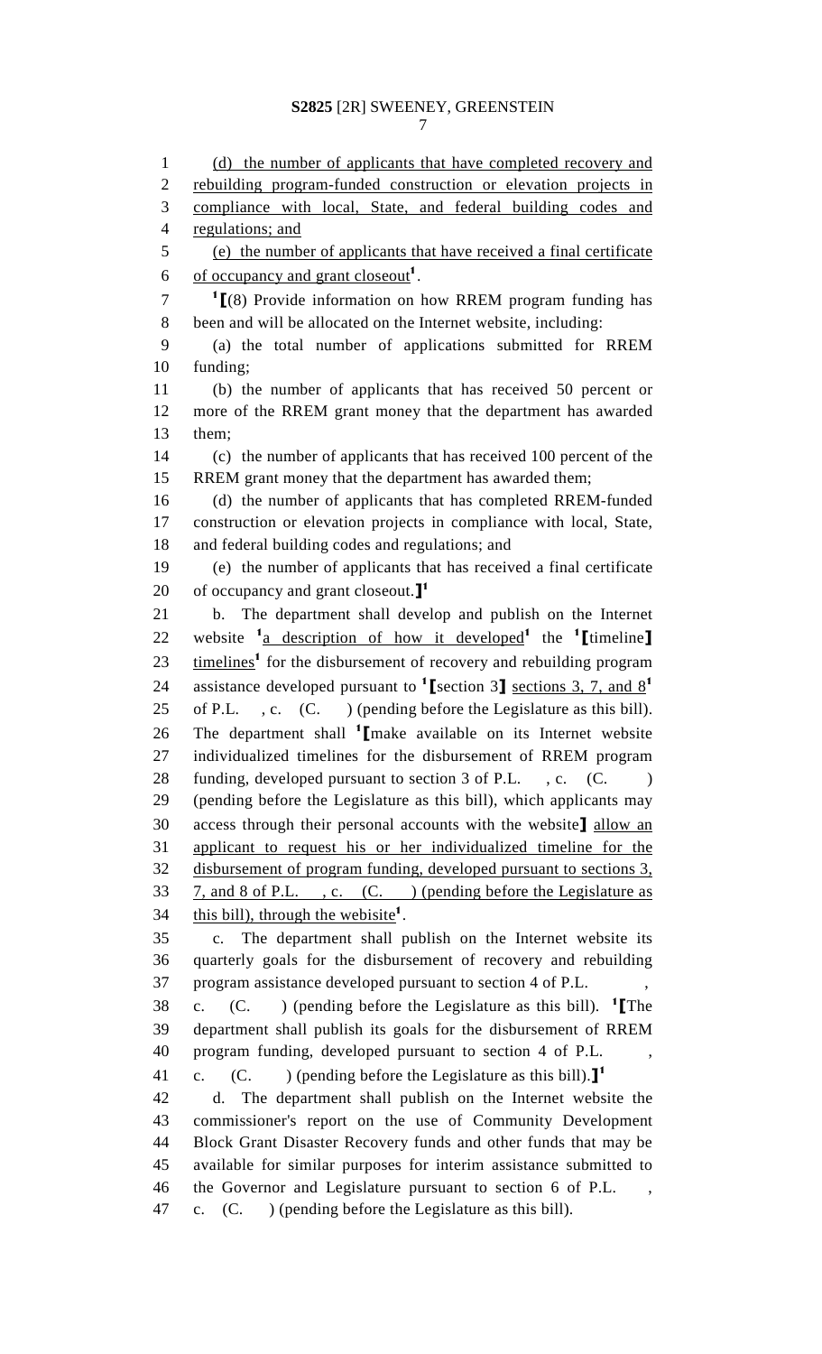(d) the number of applicants that have completed recovery and rebuilding program-funded construction or elevation projects in compliance with local, State, and federal building codes and regulations; and

(e) the number of applicants that have received a final certificate of occupancy and grant closeout[1].

[1]⟦(8) Provide information on how RREM program funding has been and will be allocated on the Internet website, including:

(a) the total number of applications submitted for RREM funding;

(b) the number of applicants that has received 50 percent or more of the RREM grant money that the department has awarded them;

(c) the number of applicants that has received 100 percent of the RREM grant money that the department has awarded them;

(d) the number of applicants that has completed RREM-funded construction or elevation projects in compliance with local, State, and federal building codes and regulations; and

(e) the number of applicants that has received a final certificate of occupancy and grant closeout.⟧[1]

b. The department shall develop and publish on the Internet website [1]a description of how it developed[1] the [1]⟦timeline⟧ timelines[1] for the disbursement of recovery and rebuilding program assistance developed pursuant to [1]⟦section 3⟧ sections 3, 7, and 8[1] of P.L. , c. (C. ) (pending before the Legislature as this bill). The department shall [1]⟦make available on its Internet website individualized timelines for the disbursement of RREM program funding, developed pursuant to section 3 of P.L. , c. (C. ) (pending before the Legislature as this bill), which applicants may access through their personal accounts with the website⟧ allow an applicant to request his or her individualized timeline for the disbursement of program funding, developed pursuant to sections 3, 7, and 8 of P.L. , c. (C. ) (pending before the Legislature as this bill), through the webisite[1].

c. The department shall publish on the Internet website its quarterly goals for the disbursement of recovery and rebuilding program assistance developed pursuant to section 4 of P.L. , c. (C. ) (pending before the Legislature as this bill). [1]⟦The department shall publish its goals for the disbursement of RREM program funding, developed pursuant to section 4 of P.L. , c. (C. ) (pending before the Legislature as this bill).⟧[1]

d. The department shall publish on the Internet website the commissioner's report on the use of Community Development Block Grant Disaster Recovery funds and other funds that may be available for similar purposes for interim assistance submitted to the Governor and Legislature pursuant to section 6 of P.L. , c. (C. ) (pending before the Legislature as this bill).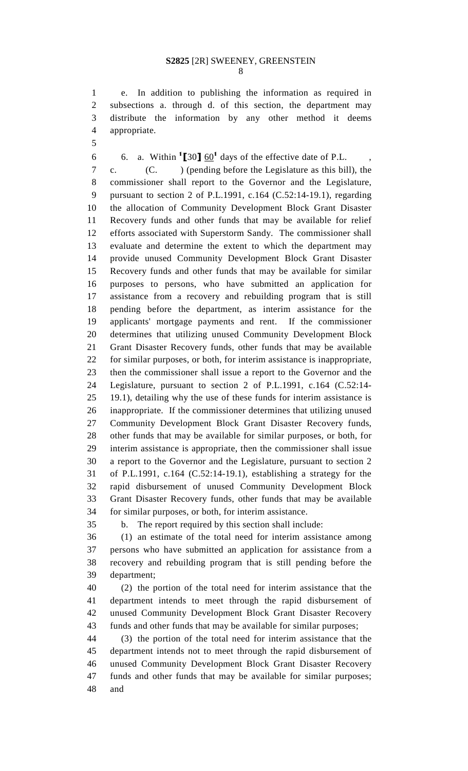e. In addition to publishing the information as required in subsections a. through d. of this section, the department may distribute the information by any other method it deems appropriate.

6. a. Within [1]⟦30⟧ 60[1] days of the effective date of P.L. , c. (C. ) (pending before the Legislature as this bill), the commissioner shall report to the Governor and the Legislature, pursuant to section 2 of P.L.1991, c.164 (C.52:14-19.1), regarding the allocation of Community Development Block Grant Disaster Recovery funds and other funds that may be available for relief efforts associated with Superstorm Sandy. The commissioner shall evaluate and determine the extent to which the department may provide unused Community Development Block Grant Disaster Recovery funds and other funds that may be available for similar purposes to persons, who have submitted an application for assistance from a recovery and rebuilding program that is still pending before the department, as interim assistance for the applicants' mortgage payments and rent. If the commissioner determines that utilizing unused Community Development Block Grant Disaster Recovery funds, other funds that may be available for similar purposes, or both, for interim assistance is inappropriate, then the commissioner shall issue a report to the Governor and the Legislature, pursuant to section 2 of P.L.1991, c.164 (C.52:14-19.1), detailing why the use of these funds for interim assistance is inappropriate. If the commissioner determines that utilizing unused Community Development Block Grant Disaster Recovery funds, other funds that may be available for similar purposes, or both, for interim assistance is appropriate, then the commissioner shall issue a report to the Governor and the Legislature, pursuant to section 2 of P.L.1991, c.164 (C.52:14-19.1), establishing a strategy for the rapid disbursement of unused Community Development Block Grant Disaster Recovery funds, other funds that may be available for similar purposes, or both, for interim assistance.

b. The report required by this section shall include:

(1) an estimate of the total need for interim assistance among persons who have submitted an application for assistance from a recovery and rebuilding program that is still pending before the department;

(2) the portion of the total need for interim assistance that the department intends to meet through the rapid disbursement of unused Community Development Block Grant Disaster Recovery funds and other funds that may be available for similar purposes;

(3) the portion of the total need for interim assistance that the department intends not to meet through the rapid disbursement of unused Community Development Block Grant Disaster Recovery funds and other funds that may be available for similar purposes; and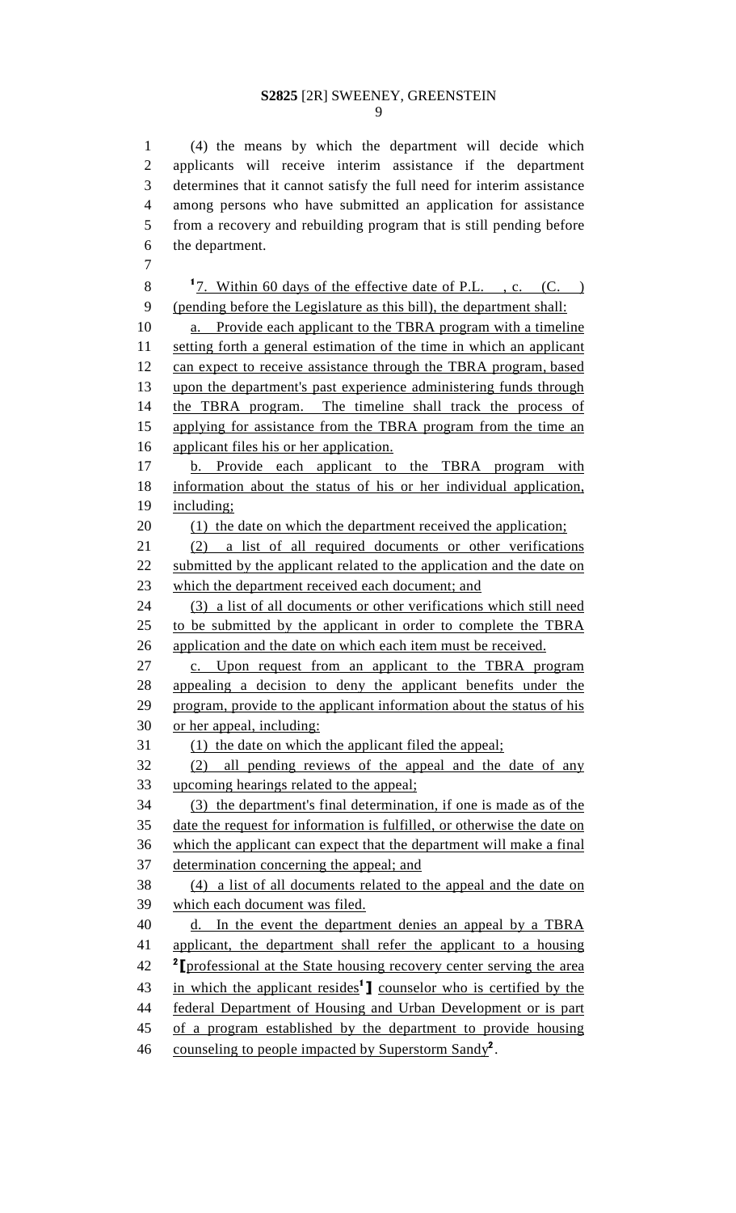(4) the means by which the department will decide which applicants will receive interim assistance if the department determines that it cannot satisfy the full need for interim assistance among persons who have submitted an application for assistance from a recovery and rebuilding program that is still pending before the department.

[1]7. Within 60 days of the effective date of P.L. , c. (C. ) (pending before the Legislature as this bill), the department shall:

a. Provide each applicant to the TBRA program with a timeline setting forth a general estimation of the time in which an applicant can expect to receive assistance through the TBRA program, based upon the department's past experience administering funds through the TBRA program. The timeline shall track the process of applying for assistance from the TBRA program from the time an applicant files his or her application.

b. Provide each applicant to the TBRA program with information about the status of his or her individual application, including;

(1) the date on which the department received the application;

(2) a list of all required documents or other verifications submitted by the applicant related to the application and the date on which the department received each document; and

(3) a list of all documents or other verifications which still need to be submitted by the applicant in order to complete the TBRA application and the date on which each item must be received.

c. Upon request from an applicant to the TBRA program appealing a decision to deny the applicant benefits under the program, provide to the applicant information about the status of his or her appeal, including:

(1) the date on which the applicant filed the appeal;

(2) all pending reviews of the appeal and the date of any upcoming hearings related to the appeal;

(3) the department's final determination, if one is made as of the date the request for information is fulfilled, or otherwise the date on which the applicant can expect that the department will make a final determination concerning the appeal; and

(4) a list of all documents related to the appeal and the date on which each document was filed.

d. In the event the department denies an appeal by a TBRA applicant, the department shall refer the applicant to a housing [2][professional at the State housing recovery center serving the area in which the applicant resides[1]] counselor who is certified by the federal Department of Housing and Urban Development or is part of a program established by the department to provide housing counseling to people impacted by Superstorm Sandy[2].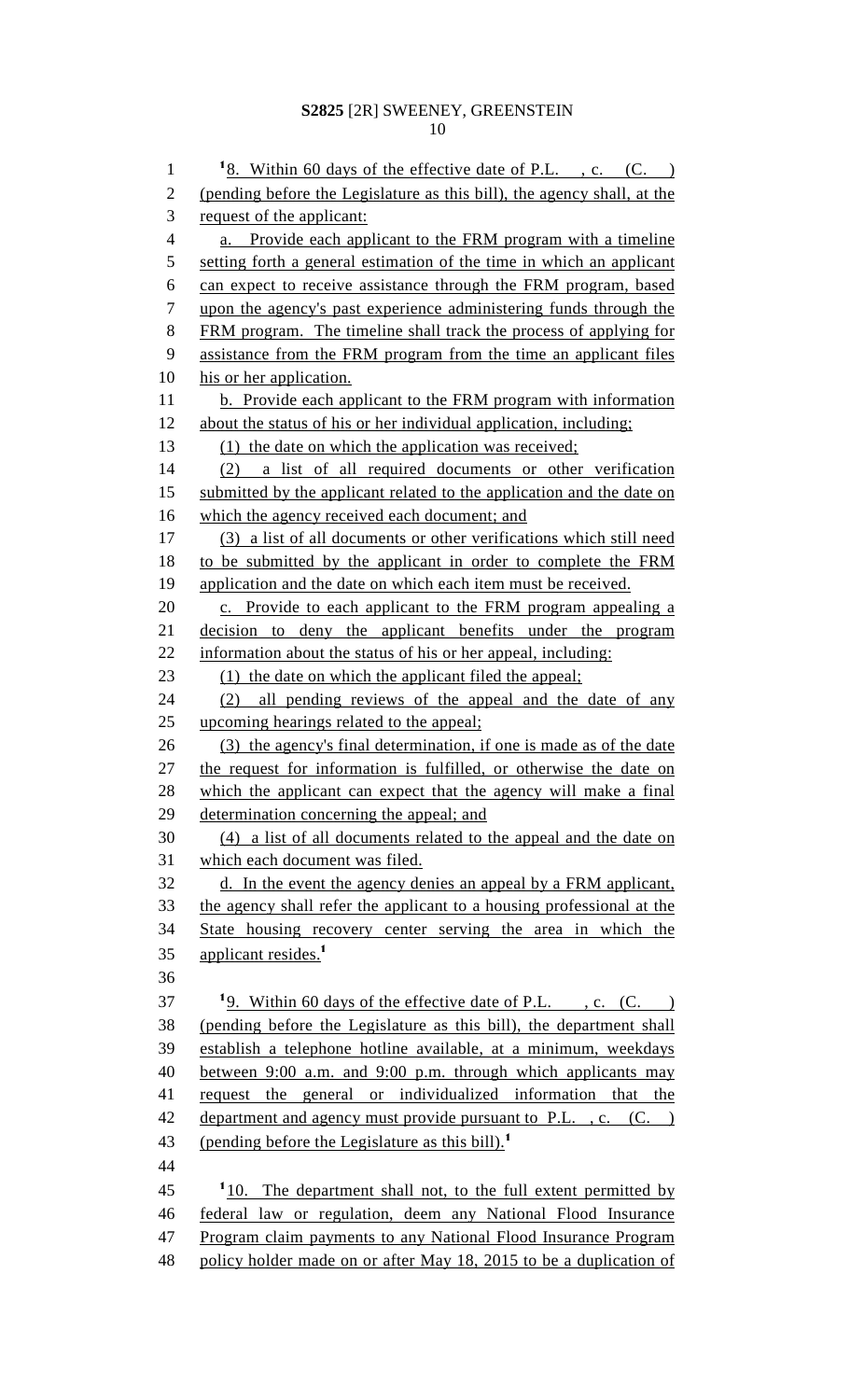[1]8. Within 60 days of the effective date of P.L. , c. (C. ) (pending before the Legislature as this bill), the agency shall, at the request of the applicant:

a. Provide each applicant to the FRM program with a timeline setting forth a general estimation of the time in which an applicant can expect to receive assistance through the FRM program, based upon the agency's past experience administering funds through the FRM program. The timeline shall track the process of applying for assistance from the FRM program from the time an applicant files his or her application.

b. Provide each applicant to the FRM program with information about the status of his or her individual application, including:

(1) the date on which the application was received;

(2) a list of all required documents or other verification submitted by the applicant related to the application and the date on which the agency received each document; and

(3) a list of all documents or other verifications which still need to be submitted by the applicant in order to complete the FRM application and the date on which each item must be received.

c. Provide to each applicant to the FRM program appealing a decision to deny the applicant benefits under the program information about the status of his or her appeal, including:

(1) the date on which the applicant filed the appeal;

(2) all pending reviews of the appeal and the date of any upcoming hearings related to the appeal;

(3) the agency's final determination, if one is made as of the date the request for information is fulfilled, or otherwise the date on which the applicant can expect that the agency will make a final determination concerning the appeal; and

(4) a list of all documents related to the appeal and the date on which each document was filed.

d. In the event the agency denies an appeal by a FRM applicant, the agency shall refer the applicant to a housing professional at the State housing recovery center serving the area in which the applicant resides.[1]

[1]9. Within 60 days of the effective date of P.L. , c. (C. ) (pending before the Legislature as this bill), the department shall establish a telephone hotline available, at a minimum, weekdays between 9:00 a.m. and 9:00 p.m. through which applicants may request the general or individualized information that the department and agency must provide pursuant to P.L. , c. (C. ) (pending before the Legislature as this bill).[1]

[1]10. The department shall not, to the full extent permitted by federal law or regulation, deem any National Flood Insurance Program claim payments to any National Flood Insurance Program policy holder made on or after May 18, 2015 to be a duplication of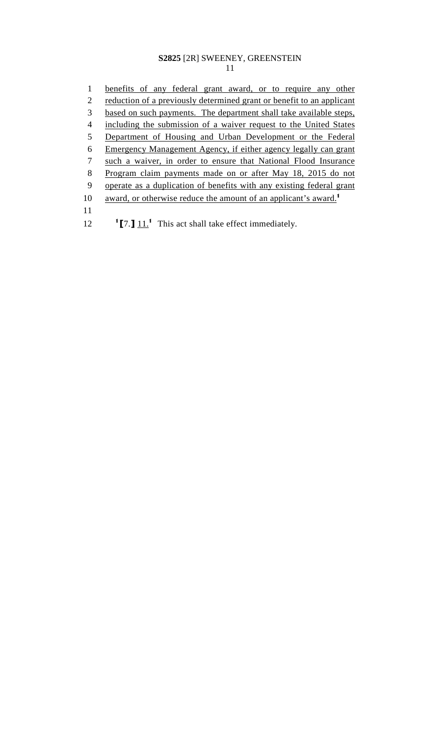benefits of any federal grant award, or to require any other reduction of a previously determined grant or benefit to an applicant based on such payments. The department shall take available steps, including the submission of a waiver request to the United States Department of Housing and Urban Development or the Federal Emergency Management Agency, if either agency legally can grant such a waiver, in order to ensure that National Flood Insurance Program claim payments made on or after May 18, 2015 do not operate as a duplication of benefits with any existing federal grant award, or otherwise reduce the amount of an applicant's award.[1]

[1][7.] 11.[1] This act shall take effect immediately.